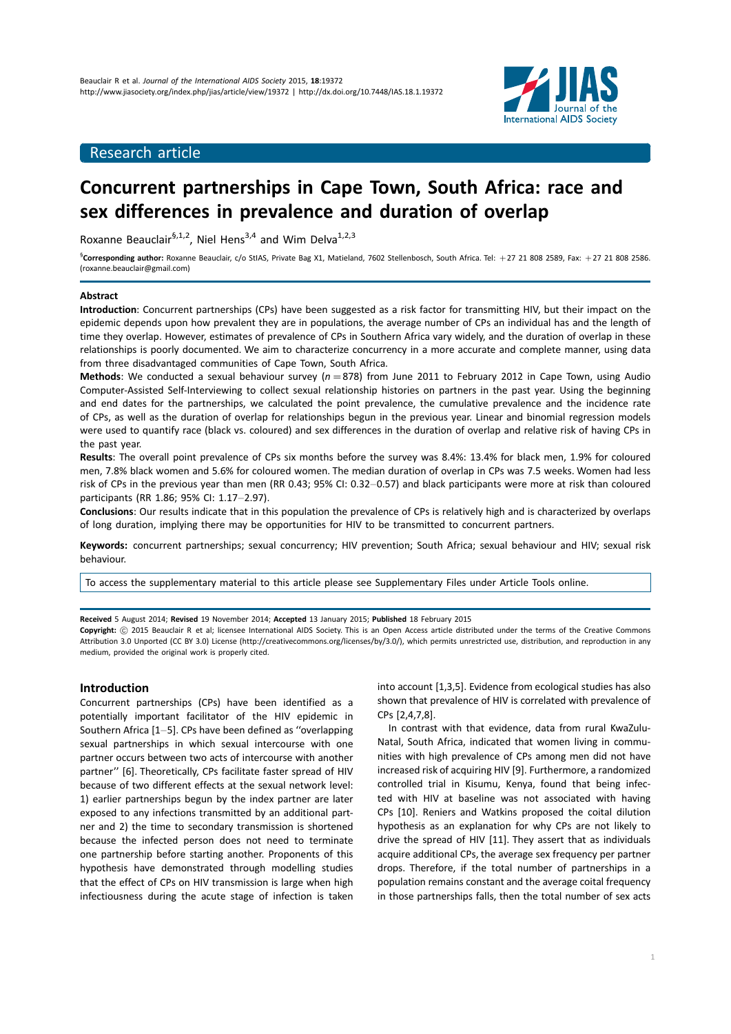Research article

# Concurrent partnerships in Cape Town, South Africa: race and sex differences in prevalence and duration of overlap

Roxanne Beauclair[§,1,2], Niel Hens[3,4] and Wim Delva[1,2,3]

[§]**Corresponding author:** Roxanne Beauclair, c/o StIAS, Private Bag X1, Matieland, 7602 Stellenbosch, South Africa. Tel: +27 21 808 2589, Fax: +27 21 808 2586. (roxanne.beauclair@gmail.com)

## Abstract

**Introduction**: Concurrent partnerships (CPs) have been suggested as a risk factor for transmitting HIV, but their impact on the epidemic depends upon how prevalent they are in populations, the average number of CPs an individual has and the length of time they overlap. However, estimates of prevalence of CPs in Southern Africa vary widely, and the duration of overlap in these relationships is poorly documented. We aim to characterize concurrency in a more accurate and complete manner, using data from three disadvantaged communities of Cape Town, South Africa.

**Methods**: We conducted a sexual behaviour survey ($n = 878$) from June 2011 to February 2012 in Cape Town, using Audio Computer-Assisted Self-Interviewing to collect sexual relationship histories on partners in the past year. Using the beginning and end dates for the partnerships, we calculated the point prevalence, the cumulative prevalence and the incidence rate of CPs, as well as the duration of overlap for relationships begun in the previous year. Linear and binomial regression models were used to quantify race (black vs. coloured) and sex differences in the duration of overlap and relative risk of having CPs in the past year.

**Results**: The overall point prevalence of CPs six months before the survey was 8.4%: 13.4% for black men, 1.9% for coloured men, 7.8% black women and 5.6% for coloured women. The median duration of overlap in CPs was 7.5 weeks. Women had less risk of CPs in the previous year than men (RR 0.43; 95% CI: 0.32–0.57) and black participants were more at risk than coloured participants (RR 1.86; 95% CI: 1.17–2.97).

**Conclusions**: Our results indicate that in this population the prevalence of CPs is relatively high and is characterized by overlaps of long duration, implying there may be opportunities for HIV to be transmitted to concurrent partners.

**Keywords:** concurrent partnerships; sexual concurrency; HIV prevention; South Africa; sexual behaviour and HIV; sexual risk behaviour.

To access the supplementary material to this article please see Supplementary Files under Article Tools online.

**Received** 5 August 2014; **Revised** 19 November 2014; **Accepted** 13 January 2015; **Published** 18 February 2015

**Copyright:** © 2015 Beauclair R et al; licensee International AIDS Society. This is an Open Access article distributed under the terms of the Creative Commons Attribution 3.0 Unported (CC BY 3.0) License (http://creativecommons.org/licenses/by/3.0/), which permits unrestricted use, distribution, and reproduction in any medium, provided the original work is properly cited.

## Introduction

Concurrent partnerships (CPs) have been identified as a potentially important facilitator of the HIV epidemic in Southern Africa [1–5]. CPs have been defined as "overlapping sexual partnerships in which sexual intercourse with one partner occurs between two acts of intercourse with another partner" [6]. Theoretically, CPs facilitate faster spread of HIV because of two different effects at the sexual network level: 1) earlier partnerships begun by the index partner are later exposed to any infections transmitted by an additional partner and 2) the time to secondary transmission is shortened because the infected person does not need to terminate one partnership before starting another. Proponents of this hypothesis have demonstrated through modelling studies that the effect of CPs on HIV transmission is large when high infectiousness during the acute stage of infection is taken into account [1,3,5]. Evidence from ecological studies has also shown that prevalence of HIV is correlated with prevalence of CPs [2,4,7,8].

In contrast with that evidence, data from rural KwaZulu-Natal, South Africa, indicated that women living in communities with high prevalence of CPs among men did not have increased risk of acquiring HIV [9]. Furthermore, a randomized controlled trial in Kisumu, Kenya, found that being infected with HIV at baseline was not associated with having CPs [10]. Reniers and Watkins proposed the coital dilution hypothesis as an explanation for why CPs are not likely to drive the spread of HIV [11]. They assert that as individuals acquire additional CPs, the average sex frequency per partner drops. Therefore, if the total number of partnerships in a population remains constant and the average coital frequency in those partnerships falls, then the total number of sex acts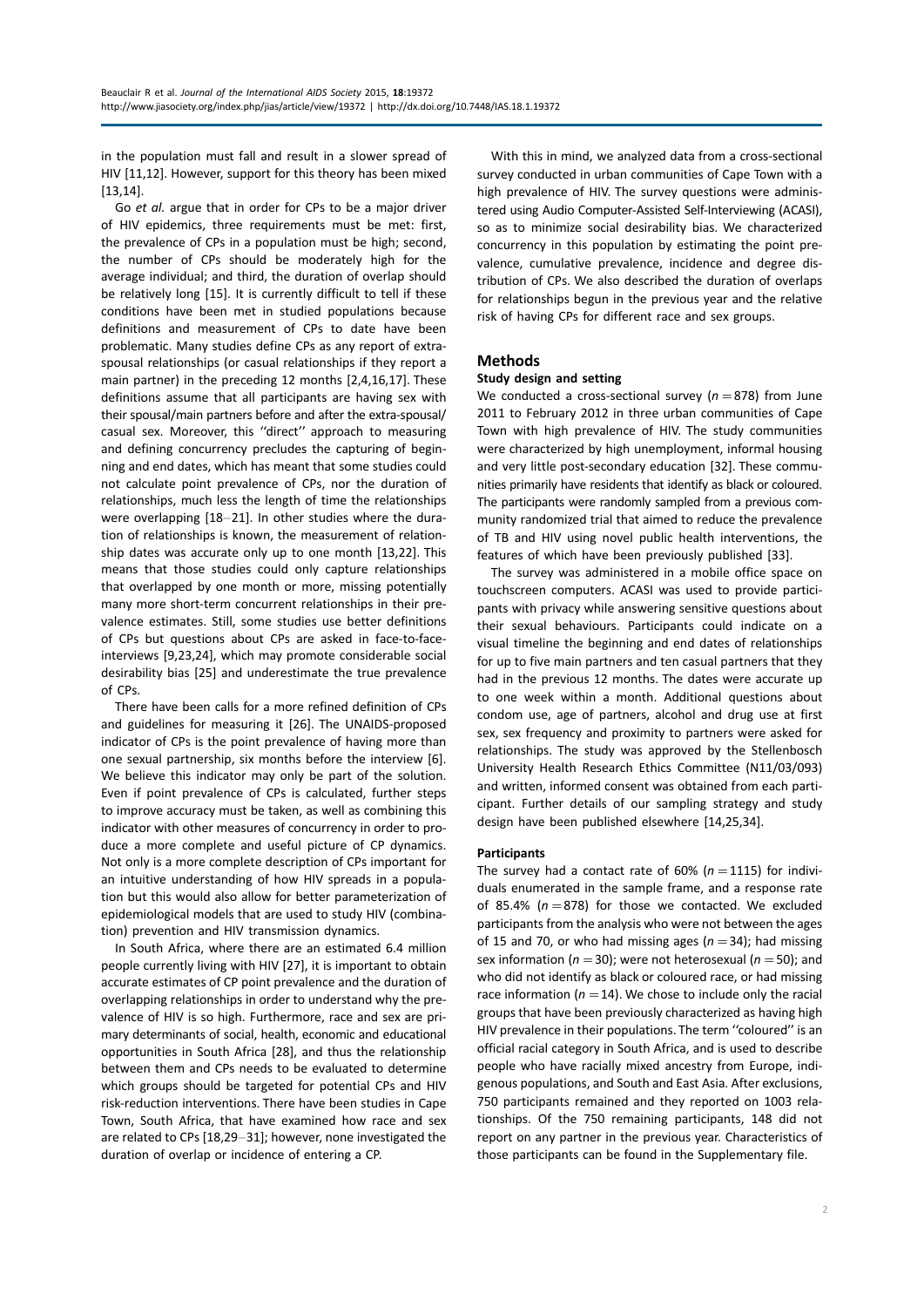in the population must fall and result in a slower spread of HIV [11,12]. However, support for this theory has been mixed [13,14].

Go *et al.* argue that in order for CPs to be a major driver of HIV epidemics, three requirements must be met: first, the prevalence of CPs in a population must be high; second, the number of CPs should be moderately high for the average individual; and third, the duration of overlap should be relatively long [15]. It is currently difficult to tell if these conditions have been met in studied populations because definitions and measurement of CPs to date have been problematic. Many studies define CPs as any report of extra-spousal relationships (or casual relationships if they report a main partner) in the preceding 12 months [2,4,16,17]. These definitions assume that all participants are having sex with their spousal/main partners before and after the extra-spousal/casual sex. Moreover, this ''direct'' approach to measuring and defining concurrency precludes the capturing of beginning and end dates, which has meant that some studies could not calculate point prevalence of CPs, nor the duration of relationships, much less the length of time the relationships were overlapping [18–21]. In other studies where the duration of relationships is known, the measurement of relationship dates was accurate only up to one month [13,22]. This means that those studies could only capture relationships that overlapped by one month or more, missing potentially many more short-term concurrent relationships in their prevalence estimates. Still, some studies use better definitions of CPs but questions about CPs are asked in face-to-face-interviews [9,23,24], which may promote considerable social desirability bias [25] and underestimate the true prevalence of CPs.

There have been calls for a more refined definition of CPs and guidelines for measuring it [26]. The UNAIDS-proposed indicator of CPs is the point prevalence of having more than one sexual partnership, six months before the interview [6]. We believe this indicator may only be part of the solution. Even if point prevalence of CPs is calculated, further steps to improve accuracy must be taken, as well as combining this indicator with other measures of concurrency in order to produce a more complete and useful picture of CP dynamics. Not only is a more complete description of CPs important for an intuitive understanding of how HIV spreads in a population but this would also allow for better parameterization of epidemiological models that are used to study HIV (combination) prevention and HIV transmission dynamics.

In South Africa, where there are an estimated 6.4 million people currently living with HIV [27], it is important to obtain accurate estimates of CP point prevalence and the duration of overlapping relationships in order to understand why the prevalence of HIV is so high. Furthermore, race and sex are primary determinants of social, health, economic and educational opportunities in South Africa [28], and thus the relationship between them and CPs needs to be evaluated to determine which groups should be targeted for potential CPs and HIV risk-reduction interventions. There have been studies in Cape Town, South Africa, that have examined how race and sex are related to CPs [18,29–31]; however, none investigated the duration of overlap or incidence of entering a CP.

With this in mind, we analyzed data from a cross-sectional survey conducted in urban communities of Cape Town with a high prevalence of HIV. The survey questions were administered using Audio Computer-Assisted Self-Interviewing (ACASI), so as to minimize social desirability bias. We characterized concurrency in this population by estimating the point prevalence, cumulative prevalence, incidence and degree distribution of CPs. We also described the duration of overlaps for relationships begun in the previous year and the relative risk of having CPs for different race and sex groups.

## Methods

### Study design and setting

We conducted a cross-sectional survey ($n = 878$) from June 2011 to February 2012 in three urban communities of Cape Town with high prevalence of HIV. The study communities were characterized by high unemployment, informal housing and very little post-secondary education [32]. These communities primarily have residents that identify as black or coloured. The participants were randomly sampled from a previous community randomized trial that aimed to reduce the prevalence of TB and HIV using novel public health interventions, the features of which have been previously published [33].

The survey was administered in a mobile office space on touchscreen computers. ACASI was used to provide participants with privacy while answering sensitive questions about their sexual behaviours. Participants could indicate on a visual timeline the beginning and end dates of relationships for up to five main partners and ten casual partners that they had in the previous 12 months. The dates were accurate up to one week within a month. Additional questions about condom use, age of partners, alcohol and drug use at first sex, sex frequency and proximity to partners were asked for relationships. The study was approved by the Stellenbosch University Health Research Ethics Committee (N11/03/093) and written, informed consent was obtained from each participant. Further details of our sampling strategy and study design have been published elsewhere [14,25,34].

### Participants

The survey had a contact rate of 60% ($n = 1115$) for individuals enumerated in the sample frame, and a response rate of 85.4% ($n = 878$) for those we contacted. We excluded participants from the analysis who were not between the ages of 15 and 70, or who had missing ages ($n = 34$); had missing sex information ($n = 30$); were not heterosexual ($n = 50$); and who did not identify as black or coloured race, or had missing race information ($n = 14$). We chose to include only the racial groups that have been previously characterized as having high HIV prevalence in their populations. The term ''coloured'' is an official racial category in South Africa, and is used to describe people who have racially mixed ancestry from Europe, indigenous populations, and South and East Asia. After exclusions, 750 participants remained and they reported on 1003 relationships. Of the 750 remaining participants, 148 did not report on any partner in the previous year. Characteristics of those participants can be found in the Supplementary file.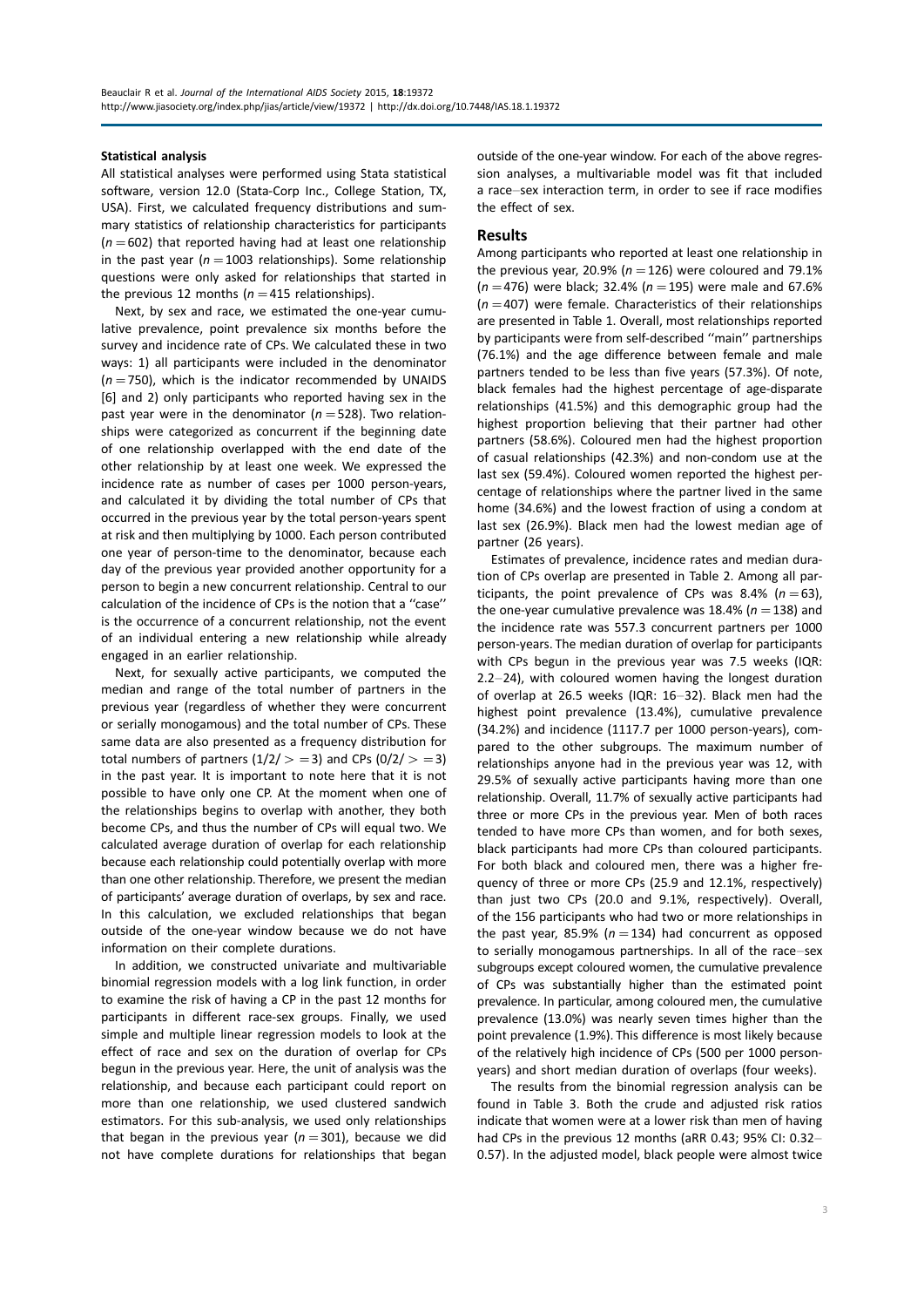#### Statistical analysis

All statistical analyses were performed using Stata statistical software, version 12.0 (Stata-Corp Inc., College Station, TX, USA). First, we calculated frequency distributions and summary statistics of relationship characteristics for participants ($n = 602$) that reported having had at least one relationship in the past year ($n = 1003$ relationships). Some relationship questions were only asked for relationships that started in the previous 12 months ($n = 415$ relationships).

Next, by sex and race, we estimated the one-year cumulative prevalence, point prevalence six months before the survey and incidence rate of CPs. We calculated these in two ways: 1) all participants were included in the denominator ($n = 750$), which is the indicator recommended by UNAIDS [6] and 2) only participants who reported having sex in the past year were in the denominator ($n = 528$). Two relationships were categorized as concurrent if the beginning date of one relationship overlapped with the end date of the other relationship by at least one week. We expressed the incidence rate as number of cases per 1000 person-years, and calculated it by dividing the total number of CPs that occurred in the previous year by the total person-years spent at risk and then multiplying by 1000. Each person contributed one year of person-time to the denominator, because each day of the previous year provided another opportunity for a person to begin a new concurrent relationship. Central to our calculation of the incidence of CPs is the notion that a ''case'' is the occurrence of a concurrent relationship, not the event of an individual entering a new relationship while already engaged in an earlier relationship.

Next, for sexually active participants, we computed the median and range of the total number of partners in the previous year (regardless of whether they were concurrent or serially monogamous) and the total number of CPs. These same data are also presented as a frequency distribution for total numbers of partners (1/2/ > =3) and CPs (0/2/ > =3) in the past year. It is important to note here that it is not possible to have only one CP. At the moment when one of the relationships begins to overlap with another, they both become CPs, and thus the number of CPs will equal two. We calculated average duration of overlap for each relationship because each relationship could potentially overlap with more than one other relationship. Therefore, we present the median of participants' average duration of overlaps, by sex and race. In this calculation, we excluded relationships that began outside of the one-year window because we do not have information on their complete durations.

In addition, we constructed univariate and multivariable binomial regression models with a log link function, in order to examine the risk of having a CP in the past 12 months for participants in different race-sex groups. Finally, we used simple and multiple linear regression models to look at the effect of race and sex on the duration of overlap for CPs begun in the previous year. Here, the unit of analysis was the relationship, and because each participant could report on more than one relationship, we used clustered sandwich estimators. For this sub-analysis, we used only relationships that began in the previous year ($n = 301$), because we did not have complete durations for relationships that began outside of the one-year window. For each of the above regression analyses, a multivariable model was fit that included a race–sex interaction term, in order to see if race modifies the effect of sex.

### Results

Among participants who reported at least one relationship in the previous year, 20.9% ($n = 126$) were coloured and 79.1% ($n = 476$) were black; 32.4% ($n = 195$) were male and 67.6% ($n = 407$) were female. Characteristics of their relationships are presented in Table 1. Overall, most relationships reported by participants were from self-described ''main'' partnerships (76.1%) and the age difference between female and male partners tended to be less than five years (57.3%). Of note, black females had the highest percentage of age-disparate relationships (41.5%) and this demographic group had the highest proportion believing that their partner had other partners (58.6%). Coloured men had the highest proportion of casual relationships (42.3%) and non-condom use at the last sex (59.4%). Coloured women reported the highest percentage of relationships where the partner lived in the same home (34.6%) and the lowest fraction of using a condom at last sex (26.9%). Black men had the lowest median age of partner (26 years).

Estimates of prevalence, incidence rates and median duration of CPs overlap are presented in Table 2. Among all participants, the point prevalence of CPs was 8.4% ($n = 63$), the one-year cumulative prevalence was 18.4% ($n = 138$) and the incidence rate was 557.3 concurrent partners per 1000 person-years. The median duration of overlap for participants with CPs begun in the previous year was 7.5 weeks (IQR: 2.2–24), with coloured women having the longest duration of overlap at 26.5 weeks (IQR: 16–32). Black men had the highest point prevalence (13.4%), cumulative prevalence (34.2%) and incidence (1117.7 per 1000 person-years), compared to the other subgroups. The maximum number of relationships anyone had in the previous year was 12, with 29.5% of sexually active participants having more than one relationship. Overall, 11.7% of sexually active participants had three or more CPs in the previous year. Men of both races tended to have more CPs than women, and for both sexes, black participants had more CPs than coloured participants. For both black and coloured men, there was a higher frequency of three or more CPs (25.9 and 12.1%, respectively) than just two CPs (20.0 and 9.1%, respectively). Overall, of the 156 participants who had two or more relationships in the past year, 85.9% ($n = 134$) had concurrent as opposed to serially monogamous partnerships. In all of the race–sex subgroups except coloured women, the cumulative prevalence of CPs was substantially higher than the estimated point prevalence. In particular, among coloured men, the cumulative prevalence (13.0%) was nearly seven times higher than the point prevalence (1.9%). This difference is most likely because of the relatively high incidence of CPs (500 per 1000 person-years) and short median duration of overlaps (four weeks).

The results from the binomial regression analysis can be found in Table 3. Both the crude and adjusted risk ratios indicate that women were at a lower risk than men of having had CPs in the previous 12 months (aRR 0.43; 95% CI: 0.32–0.57). In the adjusted model, black people were almost twice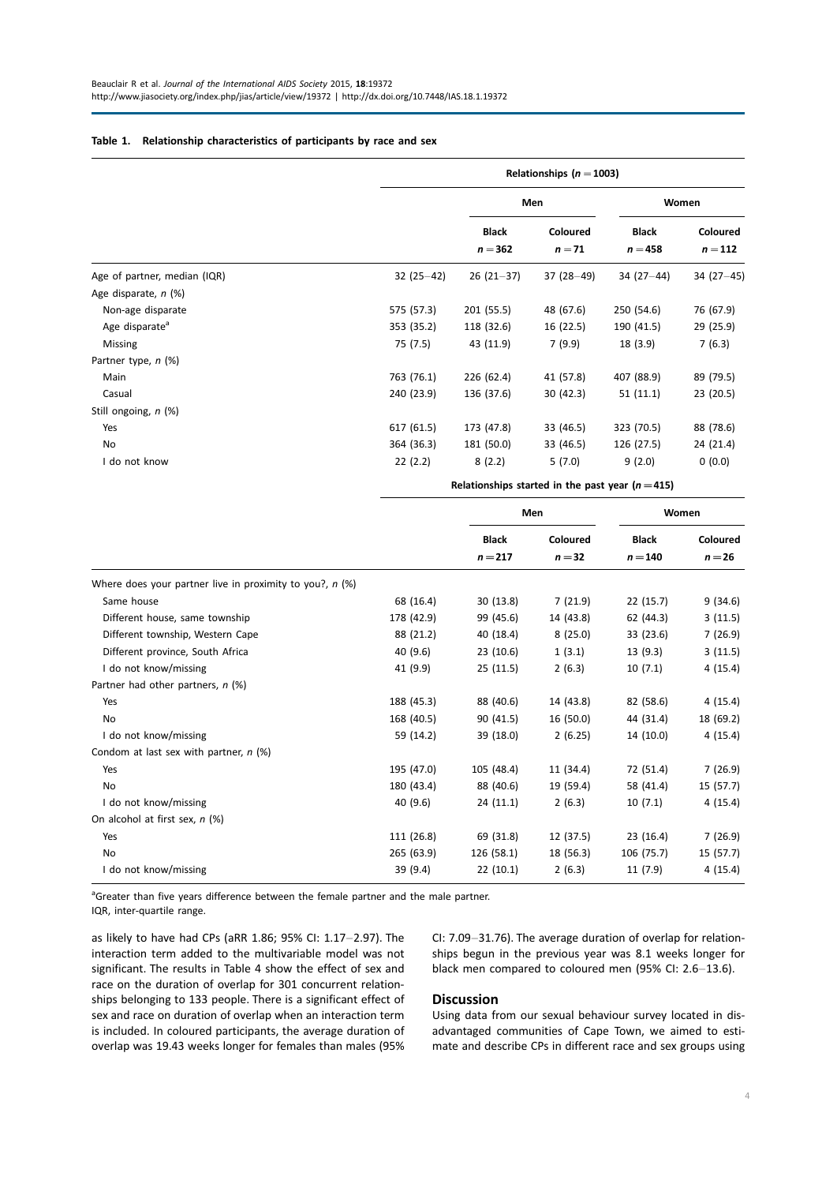**Table 1. Relationship characteristics of participants by race and sex**

| | Relationships ($n = 1003$) | | | | |
|---|---|---|---|---|---|
| | | Men | | Women | |
| | | Black $n = 362$ | Coloured $n = 71$ | Black $n = 458$ | Coloured $n = 112$ |
| Age of partner, median (IQR) | 32 (25–42) | 26 (21–37) | 37 (28–49) | 34 (27–44) | 34 (27–45) |
| Age disparate, *n* (%) | | | | | |
| Non-age disparate | 575 (57.3) | 201 (55.5) | 48 (67.6) | 250 (54.6) | 76 (67.9) |
| Age disparate[a] | 353 (35.2) | 118 (32.6) | 16 (22.5) | 190 (41.5) | 29 (25.9) |
| Missing | 75 (7.5) | 43 (11.9) | 7 (9.9) | 18 (3.9) | 7 (6.3) |
| Partner type, *n* (%) | | | | | |
| Main | 763 (76.1) | 226 (62.4) | 41 (57.8) | 407 (88.9) | 89 (79.5) |
| Casual | 240 (23.9) | 136 (37.6) | 30 (42.3) | 51 (11.1) | 23 (20.5) |
| Still ongoing, *n* (%) | | | | | |
| Yes | 617 (61.5) | 173 (47.8) | 33 (46.5) | 323 (70.5) | 88 (78.6) |
| No | 364 (36.3) | 181 (50.0) | 33 (46.5) | 126 (27.5) | 24 (21.4) |
| I do not know | 22 (2.2) | 8 (2.2) | 5 (7.0) | 9 (2.0) | 0 (0.0) |
| | Relationships started in the past year ($n = 415$) | | | | |
| | | Men | | Women | |
| | | Black $n = 217$ | Coloured $n = 32$ | Black $n = 140$ | Coloured $n = 26$ |
| Where does your partner live in proximity to you?, *n* (%) | | | | | |
| Same house | 68 (16.4) | 30 (13.8) | 7 (21.9) | 22 (15.7) | 9 (34.6) |
| Different house, same township | 178 (42.9) | 99 (45.6) | 14 (43.8) | 62 (44.3) | 3 (11.5) |
| Different township, Western Cape | 88 (21.2) | 40 (18.4) | 8 (25.0) | 33 (23.6) | 7 (26.9) |
| Different province, South Africa | 40 (9.6) | 23 (10.6) | 1 (3.1) | 13 (9.3) | 3 (11.5) |
| I do not know/missing | 41 (9.9) | 25 (11.5) | 2 (6.3) | 10 (7.1) | 4 (15.4) |
| Partner had other partners, *n* (%) | | | | | |
| Yes | 188 (45.3) | 88 (40.6) | 14 (43.8) | 82 (58.6) | 4 (15.4) |
| No | 168 (40.5) | 90 (41.5) | 16 (50.0) | 44 (31.4) | 18 (69.2) |
| I do not know/missing | 59 (14.2) | 39 (18.0) | 2 (6.25) | 14 (10.0) | 4 (15.4) |
| Condom at last sex with partner, *n* (%) | | | | | |
| Yes | 195 (47.0) | 105 (48.4) | 11 (34.4) | 72 (51.4) | 7 (26.9) |
| No | 180 (43.4) | 88 (40.6) | 19 (59.4) | 58 (41.4) | 15 (57.7) |
| I do not know/missing | 40 (9.6) | 24 (11.1) | 2 (6.3) | 10 (7.1) | 4 (15.4) |
| On alcohol at first sex, *n* (%) | | | | | |
| Yes | 111 (26.8) | 69 (31.8) | 12 (37.5) | 23 (16.4) | 7 (26.9) |
| No | 265 (63.9) | 126 (58.1) | 18 (56.3) | 106 (75.7) | 15 (57.7) |
| I do not know/missing | 39 (9.4) | 22 (10.1) | 2 (6.3) | 11 (7.9) | 4 (15.4) |

[a]Greater than five years difference between the female partner and the male partner.
IQR, inter-quartile range.

as likely to have had CPs (aRR 1.86; 95% CI: 1.17–2.97). The interaction term added to the multivariable model was not significant. The results in Table 4 show the effect of sex and race on the duration of overlap for 301 concurrent relationships belonging to 133 people. There is a significant effect of sex and race on duration of overlap when an interaction term is included. In coloured participants, the average duration of overlap was 19.43 weeks longer for females than males (95% CI: 7.09–31.76). The average duration of overlap for relationships begun in the previous year was 8.1 weeks longer for black men compared to coloured men (95% CI: 2.6–13.6).

## Discussion

Using data from our sexual behaviour survey located in disadvantaged communities of Cape Town, we aimed to estimate and describe CPs in different race and sex groups using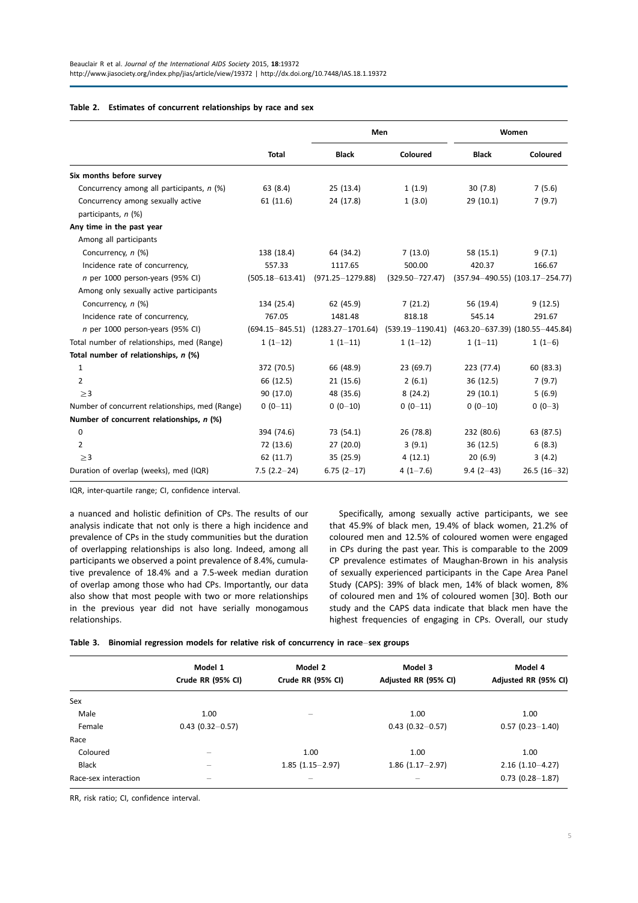**Table 2. Estimates of concurrent relationships by race and sex**

| | | Men | | Women | |
|---|---|---|---|---|---|
| | Total | Black | Coloured | Black | Coloured |
| **Six months before survey** | | | | | |
| Concurrency among all participants, *n* (%) | 63 (8.4) | 25 (13.4) | 1 (1.9) | 30 (7.8) | 7 (5.6) |
| Concurrency among sexually active participants, *n* (%) | 61 (11.6) | 24 (17.8) | 1 (3.0) | 29 (10.1) | 7 (9.7) |
| **Any time in the past year** | | | | | |
| Among all participants | | | | | |
| Concurrency, *n* (%) | 138 (18.4) | 64 (34.2) | 7 (13.0) | 58 (15.1) | 9 (7.1) |
| Incidence rate of concurrency, *n* per 1000 person-years (95% CI) | 557.33 (505.18–613.41) | 1117.65 (971.25–1279.88) | 500.00 (329.50–727.47) | 420.37 (357.94–490.55) | 166.67 (103.17–254.77) |
| Among only sexually active participants | | | | | |
| Concurrency, *n* (%) | 134 (25.4) | 62 (45.9) | 7 (21.2) | 56 (19.4) | 9 (12.5) |
| Incidence rate of concurrency, *n* per 1000 person-years (95% CI) | 767.05 (694.15–845.51) | 1481.48 (1283.27–1701.64) | 818.18 (539.19–1190.41) | 545.14 (463.20–637.39) | 291.67 (180.55–445.84) |
| Total number of relationships, med (Range) | 1 (1–12) | 1 (1–11) | 1 (1–12) | 1 (1–11) | 1 (1–6) |
| **Total number of relationships, *n* (%)** | | | | | |
| 1 | 372 (70.5) | 66 (48.9) | 23 (69.7) | 223 (77.4) | 60 (83.3) |
| 2 | 66 (12.5) | 21 (15.6) | 2 (6.1) | 36 (12.5) | 7 (9.7) |
| ≥3 | 90 (17.0) | 48 (35.6) | 8 (24.2) | 29 (10.1) | 5 (6.9) |
| Number of concurrent relationships, med (Range) | 0 (0–11) | 0 (0–10) | 0 (0–11) | 0 (0–10) | 0 (0–3) |
| **Number of concurrent relationships, *n* (%)** | | | | | |
| 0 | 394 (74.6) | 73 (54.1) | 26 (78.8) | 232 (80.6) | 63 (87.5) |
| 2 | 72 (13.6) | 27 (20.0) | 3 (9.1) | 36 (12.5) | 6 (8.3) |
| ≥3 | 62 (11.7) | 35 (25.9) | 4 (12.1) | 20 (6.9) | 3 (4.2) |
| Duration of overlap (weeks), med (IQR) | 7.5 (2.2–24) | 6.75 (2–17) | 4 (1–7.6) | 9.4 (2–43) | 26.5 (16–32) |

IQR, inter-quartile range; CI, confidence interval.

a nuanced and holistic definition of CPs. The results of our analysis indicate that not only is there a high incidence and prevalence of CPs in the study communities but the duration of overlapping relationships is also long. Indeed, among all participants we observed a point prevalence of 8.4%, cumulative prevalence of 18.4% and a 7.5-week median duration of overlap among those who had CPs. Importantly, our data also show that most people with two or more relationships in the previous year did not have serially monogamous relationships.

Specifically, among sexually active participants, we see that 45.9% of black men, 19.4% of black women, 21.2% of coloured men and 12.5% of coloured women were engaged in CPs during the past year. This is comparable to the 2009 CP prevalence estimates of Maughan-Brown in his analysis of sexually experienced participants in the Cape Area Panel Study (CAPS): 39% of black men, 14% of black women, 8% of coloured men and 1% of coloured women [30]. Both our study and the CAPS data indicate that black men have the highest frequencies of engaging in CPs. Overall, our study

**Table 3. Binomial regression models for relative risk of concurrency in race–sex groups**

| | Model 1 Crude RR (95% CI) | Model 2 Crude RR (95% CI) | Model 3 Adjusted RR (95% CI) | Model 4 Adjusted RR (95% CI) |
|---|---|---|---|---|
| Sex | | | | |
| Male | 1.00 | – | 1.00 | 1.00 |
| Female | 0.43 (0.32–0.57) | | 0.43 (0.32–0.57) | 0.57 (0.23–1.40) |
| Race | | | | |
| Coloured | – | 1.00 | 1.00 | 1.00 |
| Black | – | 1.85 (1.15–2.97) | 1.86 (1.17–2.97) | 2.16 (1.10–4.27) |
| Race-sex interaction | – | – | – | 0.73 (0.28–1.87) |

RR, risk ratio; CI, confidence interval.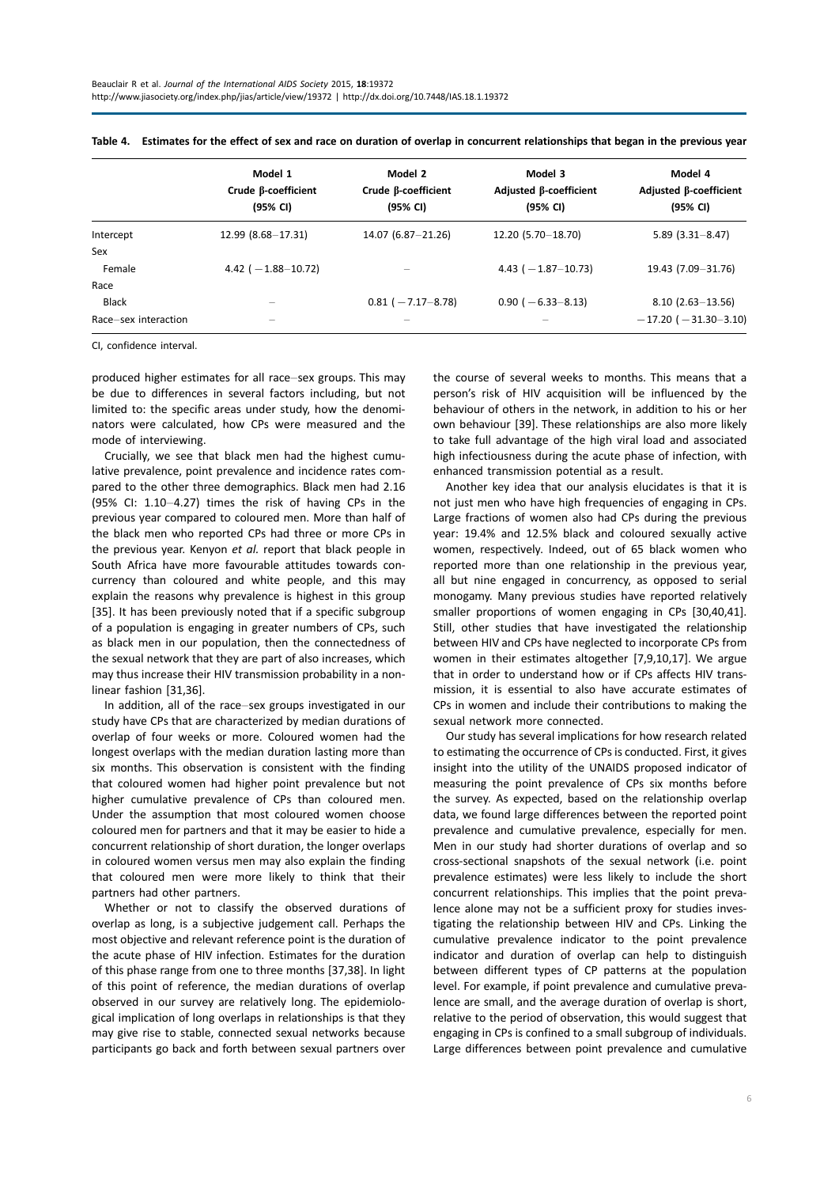**Table 4. Estimates for the effect of sex and race on duration of overlap in concurrent relationships that began in the previous year**

| | Model 1 Crude β-coefficient (95% CI) | Model 2 Crude β-coefficient (95% CI) | Model 3 Adjusted β-coefficient (95% CI) | Model 4 Adjusted β-coefficient (95% CI) |
|---|---|---|---|---|
| Intercept | 12.99 (8.68–17.31) | 14.07 (6.87–21.26) | 12.20 (5.70–18.70) | 5.89 (3.31–8.47) |
| Sex | | | | |
| Female | 4.42 (−1.88–10.72) | – | 4.43 (−1.87–10.73) | 19.43 (7.09–31.76) |
| Race | | | | |
| Black | – | 0.81 (−7.17–8.78) | 0.90 (−6.33–8.13) | 8.10 (2.63–13.56) |
| Race–sex interaction | – | – | – | −17.20 (−31.30–3.10) |

CI, confidence interval.

produced higher estimates for all race–sex groups. This may be due to differences in several factors including, but not limited to: the specific areas under study, how the denominators were calculated, how CPs were measured and the mode of interviewing.

Crucially, we see that black men had the highest cumulative prevalence, point prevalence and incidence rates compared to the other three demographics. Black men had 2.16 (95% CI: 1.10–4.27) times the risk of having CPs in the previous year compared to coloured men. More than half of the black men who reported CPs had three or more CPs in the previous year. Kenyon *et al.* report that black people in South Africa have more favourable attitudes towards concurrency than coloured and white people, and this may explain the reasons why prevalence is highest in this group [35]. It has been previously noted that if a specific subgroup of a population is engaging in greater numbers of CPs, such as black men in our population, then the connectedness of the sexual network that they are part of also increases, which may thus increase their HIV transmission probability in a non-linear fashion [31,36].

In addition, all of the race–sex groups investigated in our study have CPs that are characterized by median durations of overlap of four weeks or more. Coloured women had the longest overlaps with the median duration lasting more than six months. This observation is consistent with the finding that coloured women had higher point prevalence but not higher cumulative prevalence of CPs than coloured men. Under the assumption that most coloured women choose coloured men for partners and that it may be easier to hide a concurrent relationship of short duration, the longer overlaps in coloured women versus men may also explain the finding that coloured men were more likely to think that their partners had other partners.

Whether or not to classify the observed durations of overlap as long, is a subjective judgement call. Perhaps the most objective and relevant reference point is the duration of the acute phase of HIV infection. Estimates for the duration of this phase range from one to three months [37,38]. In light of this point of reference, the median durations of overlap observed in our survey are relatively long. The epidemiological implication of long overlaps in relationships is that they may give rise to stable, connected sexual networks because participants go back and forth between sexual partners over the course of several weeks to months. This means that a person's risk of HIV acquisition will be influenced by the behaviour of others in the network, in addition to his or her own behaviour [39]. These relationships are also more likely to take full advantage of the high viral load and associated high infectiousness during the acute phase of infection, with enhanced transmission potential as a result.

Another key idea that our analysis elucidates is that it is not just men who have high frequencies of engaging in CPs. Large fractions of women also had CPs during the previous year: 19.4% and 12.5% black and coloured sexually active women, respectively. Indeed, out of 65 black women who reported more than one relationship in the previous year, all but nine engaged in concurrency, as opposed to serial monogamy. Many previous studies have reported relatively smaller proportions of women engaging in CPs [30,40,41]. Still, other studies that have investigated the relationship between HIV and CPs have neglected to incorporate CPs from women in their estimates altogether [7,9,10,17]. We argue that in order to understand how or if CPs affects HIV transmission, it is essential to also have accurate estimates of CPs in women and include their contributions to making the sexual network more connected.

Our study has several implications for how research related to estimating the occurrence of CPs is conducted. First, it gives insight into the utility of the UNAIDS proposed indicator of measuring the point prevalence of CPs six months before the survey. As expected, based on the relationship overlap data, we found large differences between the reported point prevalence and cumulative prevalence, especially for men. Men in our study had shorter durations of overlap and so cross-sectional snapshots of the sexual network (i.e. point prevalence estimates) were less likely to include the short concurrent relationships. This implies that the point prevalence alone may not be a sufficient proxy for studies investigating the relationship between HIV and CPs. Linking the cumulative prevalence indicator to the point prevalence indicator and duration of overlap can help to distinguish between different types of CP patterns at the population level. For example, if point prevalence and cumulative prevalence are small, and the average duration of overlap is short, relative to the period of observation, this would suggest that engaging in CPs is confined to a small subgroup of individuals. Large differences between point prevalence and cumulative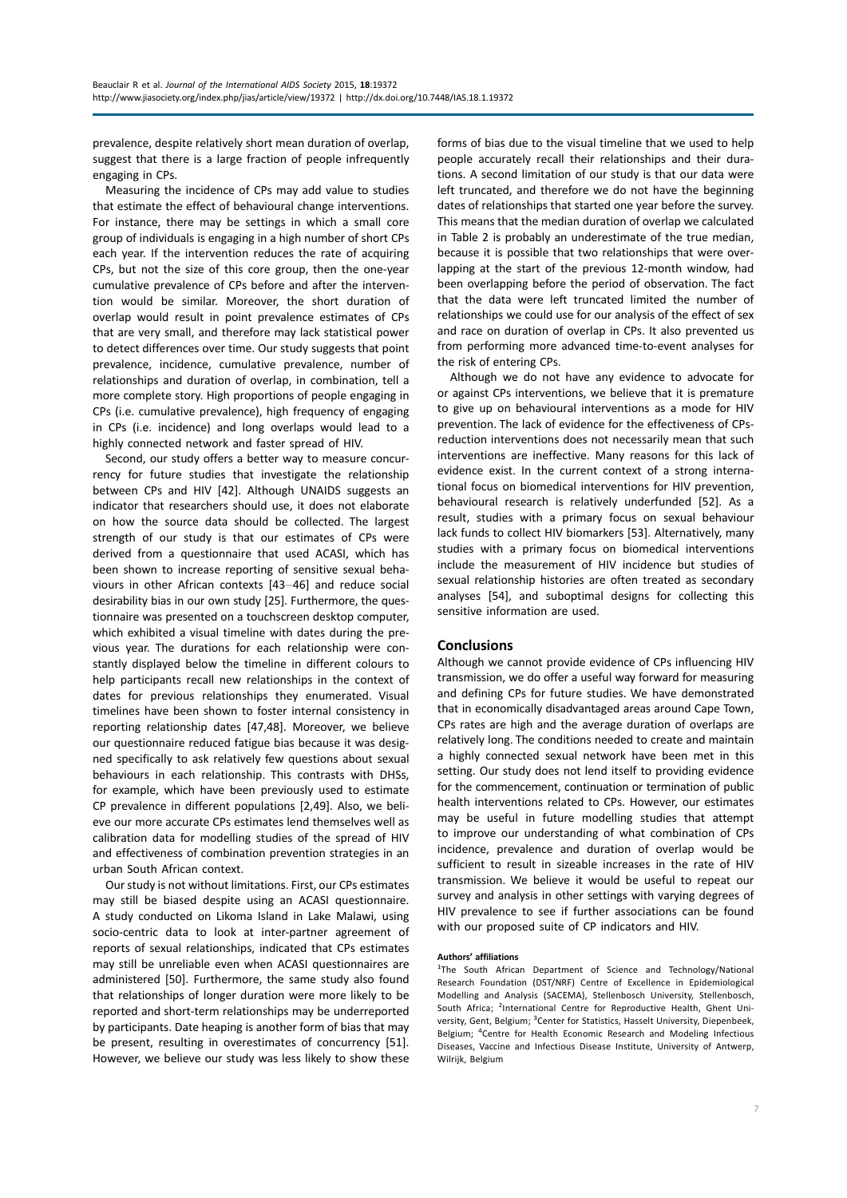prevalence, despite relatively short mean duration of overlap, suggest that there is a large fraction of people infrequently engaging in CPs.

Measuring the incidence of CPs may add value to studies that estimate the effect of behavioural change interventions. For instance, there may be settings in which a small core group of individuals is engaging in a high number of short CPs each year. If the intervention reduces the rate of acquiring CPs, but not the size of this core group, then the one-year cumulative prevalence of CPs before and after the intervention would be similar. Moreover, the short duration of overlap would result in point prevalence estimates of CPs that are very small, and therefore may lack statistical power to detect differences over time. Our study suggests that point prevalence, incidence, cumulative prevalence, number of relationships and duration of overlap, in combination, tell a more complete story. High proportions of people engaging in CPs (i.e. cumulative prevalence), high frequency of engaging in CPs (i.e. incidence) and long overlaps would lead to a highly connected network and faster spread of HIV.

Second, our study offers a better way to measure concurrency for future studies that investigate the relationship between CPs and HIV [42]. Although UNAIDS suggests an indicator that researchers should use, it does not elaborate on how the source data should be collected. The largest strength of our study is that our estimates of CPs were derived from a questionnaire that used ACASI, which has been shown to increase reporting of sensitive sexual behaviours in other African contexts [43–46] and reduce social desirability bias in our own study [25]. Furthermore, the questionnaire was presented on a touchscreen desktop computer, which exhibited a visual timeline with dates during the previous year. The durations for each relationship were constantly displayed below the timeline in different colours to help participants recall new relationships in the context of dates for previous relationships they enumerated. Visual timelines have been shown to foster internal consistency in reporting relationship dates [47,48]. Moreover, we believe our questionnaire reduced fatigue bias because it was designed specifically to ask relatively few questions about sexual behaviours in each relationship. This contrasts with DHSs, for example, which have been previously used to estimate CP prevalence in different populations [2,49]. Also, we believe our more accurate CPs estimates lend themselves well as calibration data for modelling studies of the spread of HIV and effectiveness of combination prevention strategies in an urban South African context.

Our study is not without limitations. First, our CPs estimates may still be biased despite using an ACASI questionnaire. A study conducted on Likoma Island in Lake Malawi, using socio-centric data to look at inter-partner agreement of reports of sexual relationships, indicated that CPs estimates may still be unreliable even when ACASI questionnaires are administered [50]. Furthermore, the same study also found that relationships of longer duration were more likely to be reported and short-term relationships may be underreported by participants. Date heaping is another form of bias that may be present, resulting in overestimates of concurrency [51]. However, we believe our study was less likely to show these forms of bias due to the visual timeline that we used to help people accurately recall their relationships and their durations. A second limitation of our study is that our data were left truncated, and therefore we do not have the beginning dates of relationships that started one year before the survey. This means that the median duration of overlap we calculated in Table 2 is probably an underestimate of the true median, because it is possible that two relationships that were overlapping at the start of the previous 12-month window, had been overlapping before the period of observation. The fact that the data were left truncated limited the number of relationships we could use for our analysis of the effect of sex and race on duration of overlap in CPs. It also prevented us from performing more advanced time-to-event analyses for the risk of entering CPs.

Although we do not have any evidence to advocate for or against CPs interventions, we believe that it is premature to give up on behavioural interventions as a mode for HIV prevention. The lack of evidence for the effectiveness of CPs-reduction interventions does not necessarily mean that such interventions are ineffective. Many reasons for this lack of evidence exist. In the current context of a strong international focus on biomedical interventions for HIV prevention, behavioural research is relatively underfunded [52]. As a result, studies with a primary focus on sexual behaviour lack funds to collect HIV biomarkers [53]. Alternatively, many studies with a primary focus on biomedical interventions include the measurement of HIV incidence but studies of sexual relationship histories are often treated as secondary analyses [54], and suboptimal designs for collecting this sensitive information are used.

## Conclusions

Although we cannot provide evidence of CPs influencing HIV transmission, we do offer a useful way forward for measuring and defining CPs for future studies. We have demonstrated that in economically disadvantaged areas around Cape Town, CPs rates are high and the average duration of overlaps are relatively long. The conditions needed to create and maintain a highly connected sexual network have been met in this setting. Our study does not lend itself to providing evidence for the commencement, continuation or termination of public health interventions related to CPs. However, our estimates may be useful in future modelling studies that attempt to improve our understanding of what combination of CPs incidence, prevalence and duration of overlap would be sufficient to result in sizeable increases in the rate of HIV transmission. We believe it would be useful to repeat our survey and analysis in other settings with varying degrees of HIV prevalence to see if further associations can be found with our proposed suite of CP indicators and HIV.

#### Authors' affiliations

[1]The South African Department of Science and Technology/National Research Foundation (DST/NRF) Centre of Excellence in Epidemiological Modelling and Analysis (SACEMA), Stellenbosch University, Stellenbosch, South Africa; [2]International Centre for Reproductive Health, Ghent University, Gent, Belgium; [3]Center for Statistics, Hasselt University, Diepenbeek, Belgium; [4]Centre for Health Economic Research and Modeling Infectious Diseases, Vaccine and Infectious Disease Institute, University of Antwerp, Wilrijk, Belgium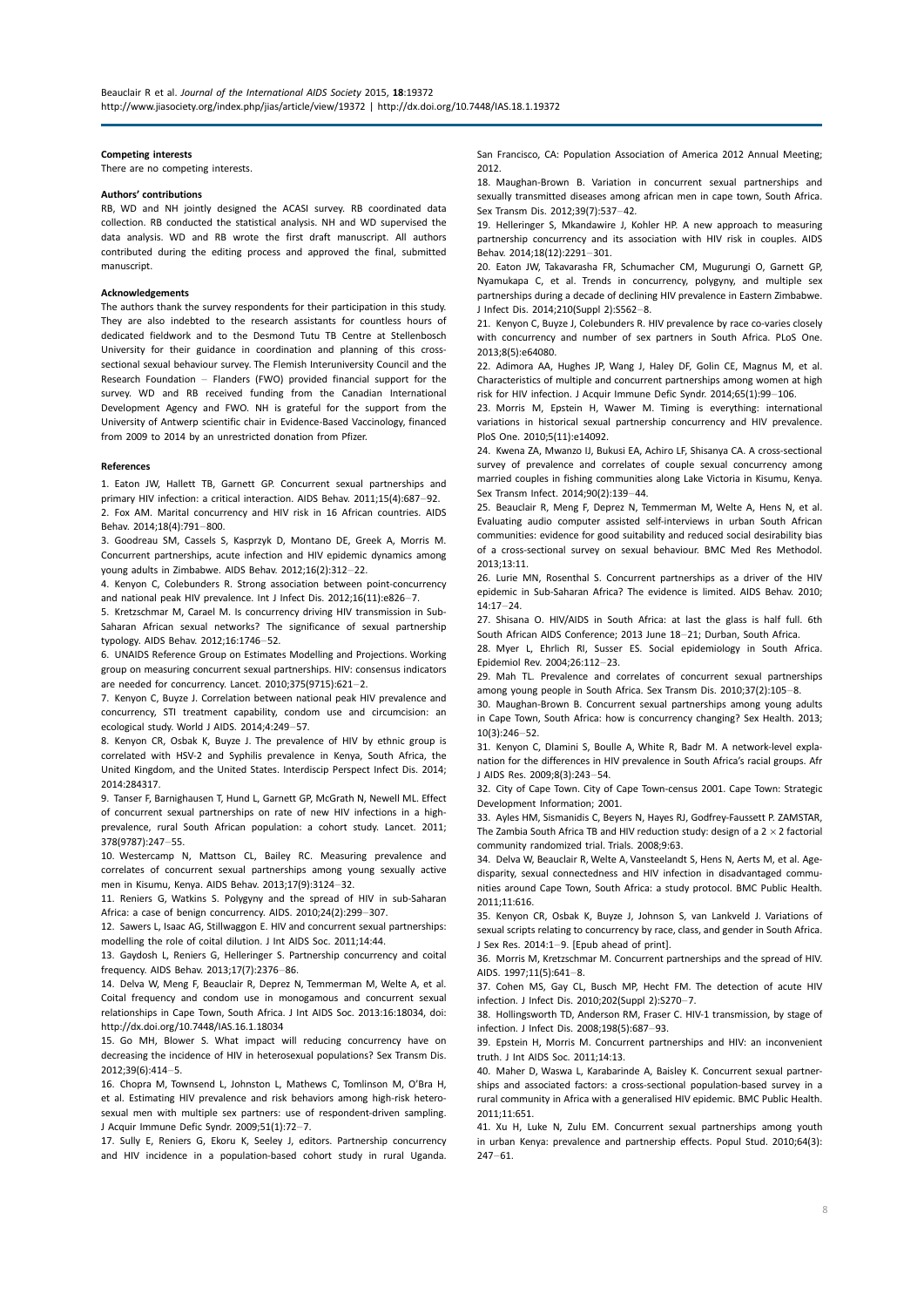#### Competing interests

There are no competing interests.

#### Authors' contributions

RB, WD and NH jointly designed the ACASI survey. RB coordinated data collection. RB conducted the statistical analysis. NH and WD supervised the data analysis. WD and RB wrote the first draft manuscript. All authors contributed during the editing process and approved the final, submitted manuscript.

#### Acknowledgements

The authors thank the survey respondents for their participation in this study. They are also indebted to the research assistants for countless hours of dedicated fieldwork and to the Desmond Tutu TB Centre at Stellenbosch University for their guidance in coordination and planning of this cross-sectional sexual behaviour survey. The Flemish Interuniversity Council and the Research Foundation – Flanders (FWO) provided financial support for the survey. WD and RB received funding from the Canadian International Development Agency and FWO. NH is grateful for the support from the University of Antwerp scientific chair in Evidence-Based Vaccinology, financed from 2009 to 2014 by an unrestricted donation from Pfizer.

#### References

1. Eaton JW, Hallett TB, Garnett GP. Concurrent sexual partnerships and primary HIV infection: a critical interaction. AIDS Behav. 2011;15(4):687–92.
2. Fox AM. Marital concurrency and HIV risk in 16 African countries. AIDS Behav. 2014;18(4):791–800.
3. Goodreau SM, Cassels S, Kasprzyk D, Montano DE, Greek A, Morris M. Concurrent partnerships, acute infection and HIV epidemic dynamics among young adults in Zimbabwe. AIDS Behav. 2012;16(2):312–22.
4. Kenyon C, Colebunders R. Strong association between point-concurrency and national peak HIV prevalence. Int J Infect Dis. 2012;16(11):e826–7.
5. Kretzschmar M, Carael M. Is concurrency driving HIV transmission in Sub-Saharan African sexual networks? The significance of sexual partnership typology. AIDS Behav. 2012;16:1746–52.
6. UNAIDS Reference Group on Estimates Modelling and Projections. Working group on measuring concurrent sexual partnerships. HIV: consensus indicators are needed for concurrency. Lancet. 2010;375(9715):621–2.
7. Kenyon C, Buyze J. Correlation between national peak HIV prevalence and concurrency, STI treatment capability, condom use and circumcision: an ecological study. World J AIDS. 2014;4:249–57.
8. Kenyon CR, Osbak K, Buyze J. The prevalence of HIV by ethnic group is correlated with HSV-2 and Syphilis prevalence in Kenya, South Africa, the United Kingdom, and the United States. Interdiscip Perspect Infect Dis. 2014; 2014:284317.
9. Tanser F, Barnighausen T, Hund L, Garnett GP, McGrath N, Newell ML. Effect of concurrent sexual partnerships on rate of new HIV infections in a high-prevalence, rural South African population: a cohort study. Lancet. 2011; 378(9787):247–55.
10. Westercamp N, Mattson CL, Bailey RC. Measuring prevalence and correlates of concurrent sexual partnerships among young sexually active men in Kisumu, Kenya. AIDS Behav. 2013;17(9):3124–32.
11. Reniers G, Watkins S. Polygyny and the spread of HIV in sub-Saharan Africa: a case of benign concurrency. AIDS. 2010;24(2):299–307.
12. Sawers L, Isaac AG, Stillwaggon E. HIV and concurrent sexual partnerships: modelling the role of coital dilution. J Int AIDS Soc. 2011;14:44.
13. Gaydosh L, Reniers G, Helleringer S. Partnership concurrency and coital frequency. AIDS Behav. 2013;17(7):2376–86.
14. Delva W, Meng F, Beauclair R, Deprez N, Temmerman M, Welte A, et al. Coital frequency and condom use in monogamous and concurrent sexual relationships in Cape Town, South Africa. J Int AIDS Soc. 2013:16:18034, doi: http://dx.doi.org/10.7448/IAS.16.1.18034
15. Go MH, Blower S. What impact will reducing concurrency have on decreasing the incidence of HIV in heterosexual populations? Sex Transm Dis. 2012;39(6):414–5.
16. Chopra M, Townsend L, Johnston L, Mathews C, Tomlinson M, O'Bra H, et al. Estimating HIV prevalence and risk behaviors among high-risk heterosexual men with multiple sex partners: use of respondent-driven sampling. J Acquir Immune Defic Syndr. 2009;51(1):72–7.
17. Sully E, Reniers G, Ekoru K, Seeley J, editors. Partnership concurrency and HIV incidence in a population-based cohort study in rural Uganda. San Francisco, CA: Population Association of America 2012 Annual Meeting; 2012.
18. Maughan-Brown B. Variation in concurrent sexual partnerships and sexually transmitted diseases among african men in cape town, South Africa. Sex Transm Dis. 2012;39(7):537–42.
19. Helleringer S, Mkandawire J, Kohler HP. A new approach to measuring partnership concurrency and its association with HIV risk in couples. AIDS Behav. 2014;18(12):2291–301.
20. Eaton JW, Takavarasha FR, Schumacher CM, Mugurungi O, Garnett GP, Nyamukapa C, et al. Trends in concurrency, polygyny, and multiple sex partnerships during a decade of declining HIV prevalence in Eastern Zimbabwe. J Infect Dis. 2014;210(Suppl 2):S562–8.
21. Kenyon C, Buyze J, Colebunders R. HIV prevalence by race co-varies closely with concurrency and number of sex partners in South Africa. PLoS One. 2013;8(5):e64080.
22. Adimora AA, Hughes JP, Wang J, Haley DF, Golin CE, Magnus M, et al. Characteristics of multiple and concurrent partnerships among women at high risk for HIV infection. J Acquir Immune Defic Syndr. 2014;65(1):99–106.
23. Morris M, Epstein H, Wawer M. Timing is everything: international variations in historical sexual partnership concurrency and HIV prevalence. PloS One. 2010;5(11):e14092.
24. Kwena ZA, Mwanzo IJ, Bukusi EA, Achiro LF, Shisanya CA. A cross-sectional survey of prevalence and correlates of couple sexual concurrency among married couples in fishing communities along Lake Victoria in Kisumu, Kenya. Sex Transm Infect. 2014;90(2):139–44.
25. Beauclair R, Meng F, Deprez N, Temmerman M, Welte A, Hens N, et al. Evaluating audio computer assisted self-interviews in urban South African communities: evidence for good suitability and reduced social desirability bias of a cross-sectional survey on sexual behaviour. BMC Med Res Methodol. 2013;13:11.
26. Lurie MN, Rosenthal S. Concurrent partnerships as a driver of the HIV epidemic in Sub-Saharan Africa? The evidence is limited. AIDS Behav. 2010; 14:17–24.
27. Shisana O. HIV/AIDS in South Africa: at last the glass is half full. 6th South African AIDS Conference; 2013 June 18–21; Durban, South Africa.
28. Myer L, Ehrlich RI, Susser ES. Social epidemiology in South Africa. Epidemiol Rev. 2004;26:112–23.
29. Mah TL. Prevalence and correlates of concurrent sexual partnerships among young people in South Africa. Sex Transm Dis. 2010;37(2):105–8.
30. Maughan-Brown B. Concurrent sexual partnerships among young adults in Cape Town, South Africa: how is concurrency changing? Sex Health. 2013; 10(3):246–52.
31. Kenyon C, Dlamini S, Boulle A, White R, Badr M. A network-level explanation for the differences in HIV prevalence in South Africa's racial groups. Afr J AIDS Res. 2009;8(3):243–54.
32. City of Cape Town. City of Cape Town-census 2001. Cape Town: Strategic Development Information; 2001.
33. Ayles HM, Sismanidis C, Beyers N, Hayes RJ, Godfrey-Faussett P. ZAMSTAR, The Zambia South Africa TB and HIV reduction study: design of a $2 \times 2$ factorial community randomized trial. Trials. 2008;9:63.
34. Delva W, Beauclair R, Welte A, Vansteelandt S, Hens N, Aerts M, et al. Age-disparity, sexual connectedness and HIV infection in disadvantaged communities around Cape Town, South Africa: a study protocol. BMC Public Health. 2011;11:616.
35. Kenyon CR, Osbak K, Buyze J, Johnson S, van Lankveld J. Variations of sexual scripts relating to concurrency by race, class, and gender in South Africa. J Sex Res. 2014:1–9. [Epub ahead of print].
36. Morris M, Kretzschmar M. Concurrent partnerships and the spread of HIV. AIDS. 1997;11(5):641–8.
37. Cohen MS, Gay CL, Busch MP, Hecht FM. The detection of acute HIV infection. J Infect Dis. 2010;202(Suppl 2):S270–7.
38. Hollingsworth TD, Anderson RM, Fraser C. HIV-1 transmission, by stage of infection. J Infect Dis. 2008;198(5):687–93.
39. Epstein H, Morris M. Concurrent partnerships and HIV: an inconvenient truth. J Int AIDS Soc. 2011;14:13.
40. Maher D, Waswa L, Karabarinde A, Baisley K. Concurrent sexual partnerships and associated factors: a cross-sectional population-based survey in a rural community in Africa with a generalised HIV epidemic. BMC Public Health. 2011;11:651.
41. Xu H, Luke N, Zulu EM. Concurrent sexual partnerships among youth in urban Kenya: prevalence and partnership effects. Popul Stud. 2010;64(3): 247–61.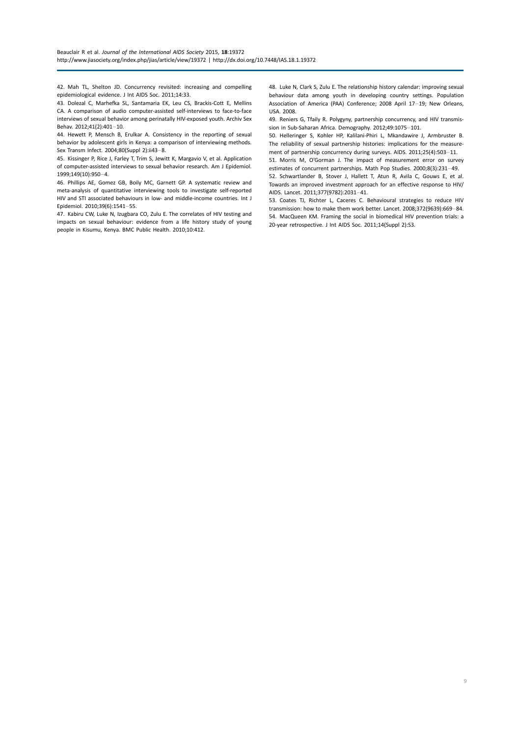42. Mah TL, Shelton JD. Concurrency revisited: increasing and compelling epidemiological evidence. J Int AIDS Soc. 2011;14:33.

43. Dolezal C, Marhefka SL, Santamaria EK, Leu CS, Brackis-Cott E, Mellins CA. A comparison of audio computer-assisted self-interviews to face-to-face interviews of sexual behavior among perinatally HIV-exposed youth. Archiv Sex Behav. 2012;41(2):401–10.

44. Hewett P, Mensch B, Erulkar A. Consistency in the reporting of sexual behavior by adolescent girls in Kenya: a comparison of interviewing methods. Sex Transm Infect. 2004;80(Suppl 2):ii43–8.

45. Kissinger P, Rice J, Farley T, Trim S, Jewitt K, Margavio V, et al. Application of computer-assisted interviews to sexual behavior research. Am J Epidemiol. 1999;149(10):950–4.

46. Phillips AE, Gomez GB, Boily MC, Garnett GP. A systematic review and meta-analysis of quantitative interviewing tools to investigate self-reported HIV and STI associated behaviours in low- and middle-income countries. Int J Epidemiol. 2010;39(6):1541–55.

47. Kabiru CW, Luke N, Izugbara CO, Zulu E. The correlates of HIV testing and impacts on sexual behaviour: evidence from a life history study of young people in Kisumu, Kenya. BMC Public Health. 2010;10:412.

48. Luke N, Clark S, Zulu E. The relationship history calendar: improving sexual behaviour data among youth in developing country settings. Population Association of America (PAA) Conference; 2008 April 17–19; New Orleans, USA. 2008.

49. Reniers G, Tfaily R. Polygyny, partnership concurrency, and HIV transmission in Sub-Saharan Africa. Demography. 2012;49:1075–101.

50. Helleringer S, Kohler HP, Kalilani-Phiri L, Mkandawire J, Armbruster B. The reliability of sexual partnership histories: implications for the measurement of partnership concurrency during surveys. AIDS. 2011;25(4):503–11.

51. Morris M, O'Gorman J. The impact of measurement error on survey estimates of concurrent partnerships. Math Pop Studies. 2000;8(3):231–49.

52. Schwartlander B, Stover J, Hallett T, Atun R, Avila C, Gouws E, et al. Towards an improved investment approach for an effective response to HIV/AIDS. Lancet. 2011;377(9782):2031–41.

53. Coates TJ, Richter L, Caceres C. Behavioural strategies to reduce HIV transmission: how to make them work better. Lancet. 2008;372(9639):669–84.

54. MacQueen KM. Framing the social in biomedical HIV prevention trials: a 20-year retrospective. J Int AIDS Soc. 2011;14(Suppl 2):S3.